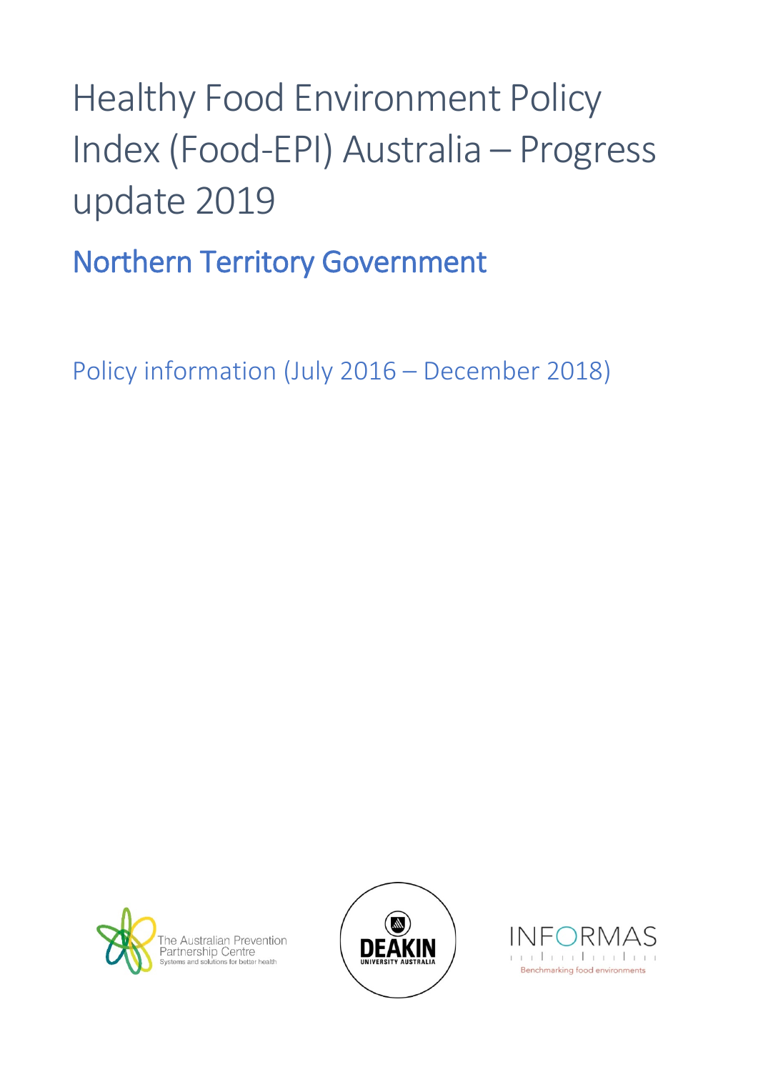# Healthy Food Environment Policy Index (Food-EPI) Australia – Progress update 2019

## Northern Territory Government

Policy information (July 2016 – December 2018)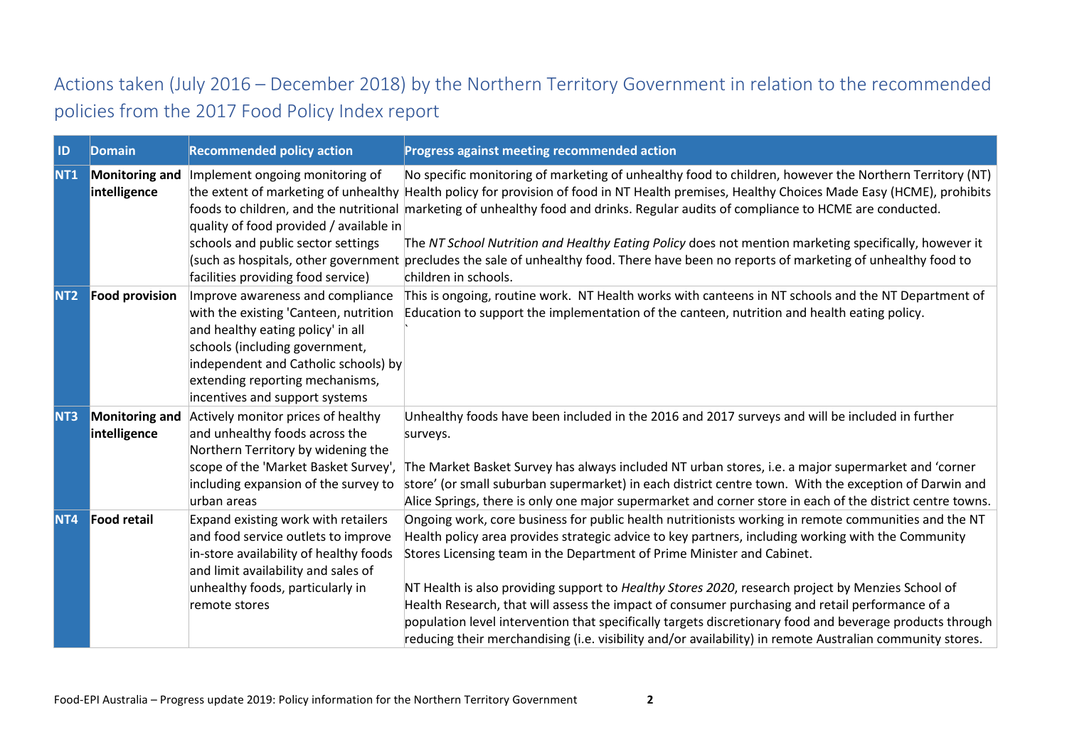## Actions taken (July 2016 – December 2018) by the Northern Territory Government in relation to the recommended policies from the 2017 Food Policy Index report

| ID | Domain | Recommended policy action | Progress against meeting recommended action |
|---|---|---|---|
| **NT1** | **Monitoring and intelligence** | Implement ongoing monitoring of the extent of marketing of unhealthy foods to children, and the nutritional quality of food provided / available in schools and public sector settings (such as hospitals, other government facilities providing food service) | No specific monitoring of marketing of unhealthy food to children, however the Northern Territory (NT) Health policy for provision of food in NT Health premises, Healthy Choices Made Easy (HCME), prohibits marketing of unhealthy food and drinks. Regular audits of compliance to HCME are conducted.<br><br>The *NT School Nutrition and Healthy Eating Policy* does not mention marketing specifically, however it precludes the sale of unhealthy food. There have been no reports of marketing of unhealthy food to children in schools. |
| **NT2** | **Food provision** | Improve awareness and compliance with the existing 'Canteen, nutrition and healthy eating policy' in all schools (including government, independent and Catholic schools) by extending reporting mechanisms, incentives and support systems | This is ongoing, routine work. NT Health works with canteens in NT schools and the NT Department of Education to support the implementation of the canteen, nutrition and health eating policy.<br>` |
| **NT3** | **Monitoring and intelligence** | Actively monitor prices of healthy and unhealthy foods across the Northern Territory by widening the scope of the 'Market Basket Survey', including expansion of the survey to urban areas | Unhealthy foods have been included in the 2016 and 2017 surveys and will be included in further surveys.<br><br>The Market Basket Survey has always included NT urban stores, i.e. a major supermarket and 'corner store' (or small suburban supermarket) in each district centre town. With the exception of Darwin and Alice Springs, there is only one major supermarket and corner store in each of the district centre towns. |
| **NT4** | **Food retail** | Expand existing work with retailers and food service outlets to improve in-store availability of healthy foods and limit availability and sales of unhealthy foods, particularly in remote stores | Ongoing work, core business for public health nutritionists working in remote communities and the NT Health policy area provides strategic advice to key partners, including working with the Community Stores Licensing team in the Department of Prime Minister and Cabinet.<br><br>NT Health is also providing support to *Healthy Stores 2020*, research project by Menzies School of Health Research, that will assess the impact of consumer purchasing and retail performance of a population level intervention that specifically targets discretionary food and beverage products through reducing their merchandising (i.e. visibility and/or availability) in remote Australian community stores. |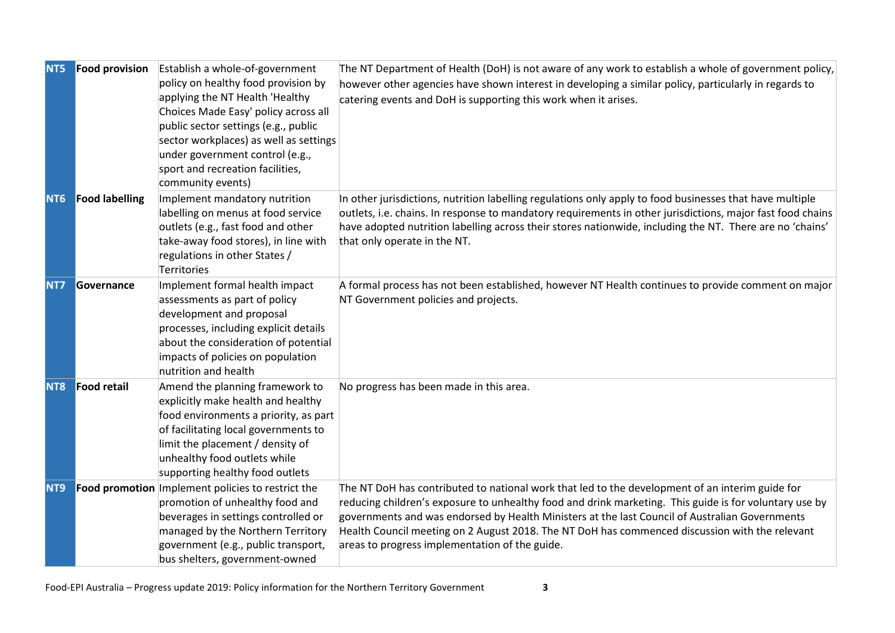| | | | |
|---|---|---|---|
| **NT5** | **Food provision** | Establish a whole-of-government policy on healthy food provision by applying the NT Health 'Healthy Choices Made Easy' policy across all public sector settings (e.g., public sector workplaces) as well as settings under government control (e.g., sport and recreation facilities, community events) | The NT Department of Health (DoH) is not aware of any work to establish a whole of government policy, however other agencies have shown interest in developing a similar policy, particularly in regards to catering events and DoH is supporting this work when it arises. |
| **NT6** | **Food labelling** | Implement mandatory nutrition labelling on menus at food service outlets (e.g., fast food and other take-away food stores), in line with regulations in other States / Territories | In other jurisdictions, nutrition labelling regulations only apply to food businesses that have multiple outlets, i.e. chains. In response to mandatory requirements in other jurisdictions, major fast food chains have adopted nutrition labelling across their stores nationwide, including the NT. There are no 'chains' that only operate in the NT. |
| **NT7** | **Governance** | Implement formal health impact assessments as part of policy development and proposal processes, including explicit details about the consideration of potential impacts of policies on population nutrition and health | A formal process has not been established, however NT Health continues to provide comment on major NT Government policies and projects. |
| **NT8** | **Food retail** | Amend the planning framework to explicitly make health and healthy food environments a priority, as part of facilitating local governments to limit the placement / density of unhealthy food outlets while supporting healthy food outlets | No progress has been made in this area. |
| **NT9** | **Food promotion** | Implement policies to restrict the promotion of unhealthy food and beverages in settings controlled or managed by the Northern Territory government (e.g., public transport, bus shelters, government-owned | The NT DoH has contributed to national work that led to the development of an interim guide for reducing children's exposure to unhealthy food and drink marketing. This guide is for voluntary use by governments and was endorsed by Health Ministers at the last Council of Australian Governments Health Council meeting on 2 August 2018. The NT DoH has commenced discussion with the relevant areas to progress implementation of the guide. |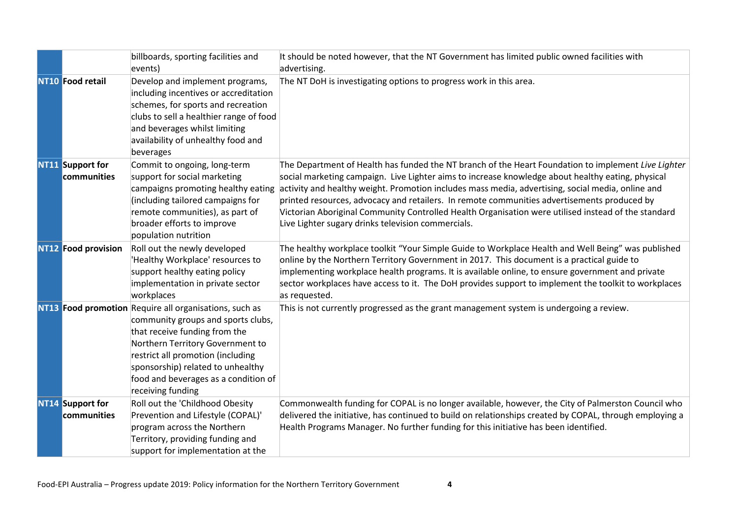| | | | |
|---|---|---|---|
| | | billboards, sporting facilities and events) | It should be noted however, that the NT Government has limited public owned facilities with advertising. |
| **NT10** | **Food retail** | Develop and implement programs, including incentives or accreditation schemes, for sports and recreation clubs to sell a healthier range of food and beverages whilst limiting availability of unhealthy food and beverages | The NT DoH is investigating options to progress work in this area. |
| **NT11** | **Support for communities** | Commit to ongoing, long-term support for social marketing campaigns promoting healthy eating (including tailored campaigns for remote communities), as part of broader efforts to improve population nutrition | The Department of Health has funded the NT branch of the Heart Foundation to implement *Live Lighter* social marketing campaign. Live Lighter aims to increase knowledge about healthy eating, physical activity and healthy weight. Promotion includes mass media, advertising, social media, online and printed resources, advocacy and retailers. In remote communities advertisements produced by Victorian Aboriginal Community Controlled Health Organisation were utilised instead of the standard Live Lighter sugary drinks television commercials. |
| **NT12** | **Food provision** | Roll out the newly developed 'Healthy Workplace' resources to support healthy eating policy implementation in private sector workplaces | The healthy workplace toolkit "Your Simple Guide to Workplace Health and Well Being" was published online by the Northern Territory Government in 2017. This document is a practical guide to implementing workplace health programs. It is available online, to ensure government and private sector workplaces have access to it. The DoH provides support to implement the toolkit to workplaces as requested. |
| **NT13** | **Food promotion** | Require all organisations, such as community groups and sports clubs, that receive funding from the Northern Territory Government to restrict all promotion (including sponsorship) related to unhealthy food and beverages as a condition of receiving funding | This is not currently progressed as the grant management system is undergoing a review. |
| **NT14** | **Support for communities** | Roll out the 'Childhood Obesity Prevention and Lifestyle (COPAL)' program across the Northern Territory, providing funding and support for implementation at the | Commonwealth funding for COPAL is no longer available, however, the City of Palmerston Council who delivered the initiative, has continued to build on relationships created by COPAL, through employing a Health Programs Manager. No further funding for this initiative has been identified. |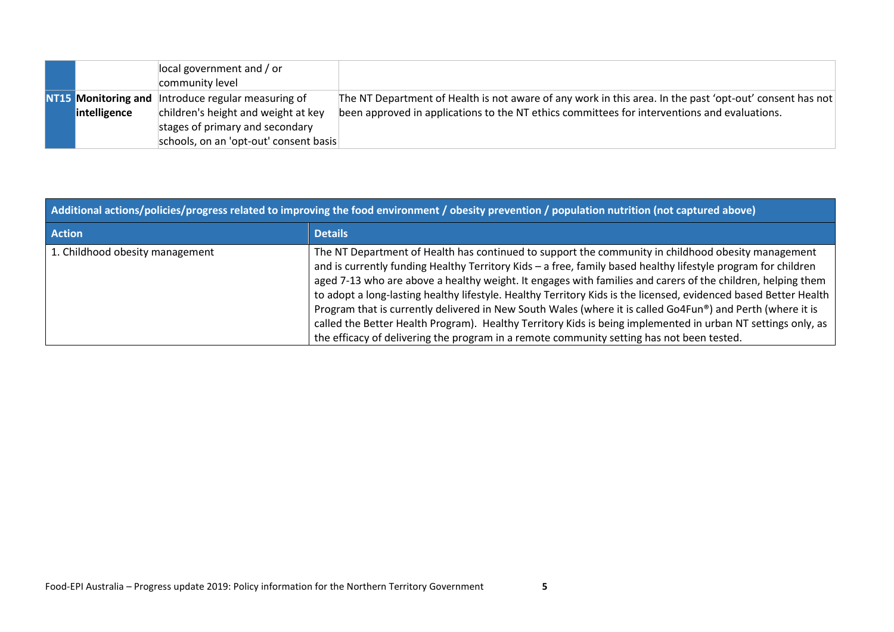| | | | |
|---|---|---|---|
| | | local government and / or community level | |
| **NT15** | **Monitoring and intelligence** | Introduce regular measuring of children's height and weight at key stages of primary and secondary schools, on an 'opt-out' consent basis | The NT Department of Health is not aware of any work in this area. In the past 'opt-out' consent has not been approved in applications to the NT ethics committees for interventions and evaluations. |

| **Additional actions/policies/progress related to improving the food environment / obesity prevention / population nutrition (not captured above)** | |
|---|---|
| **Action** | **Details** |
| 1. Childhood obesity management | The NT Department of Health has continued to support the community in childhood obesity management and is currently funding Healthy Territory Kids – a free, family based healthy lifestyle program for children aged 7-13 who are above a healthy weight. It engages with families and carers of the children, helping them to adopt a long-lasting healthy lifestyle. Healthy Territory Kids is the licensed, evidenced based Better Health Program that is currently delivered in New South Wales (where it is called Go4Fun®) and Perth (where it is called the Better Health Program). Healthy Territory Kids is being implemented in urban NT settings only, as the efficacy of delivering the program in a remote community setting has not been tested. |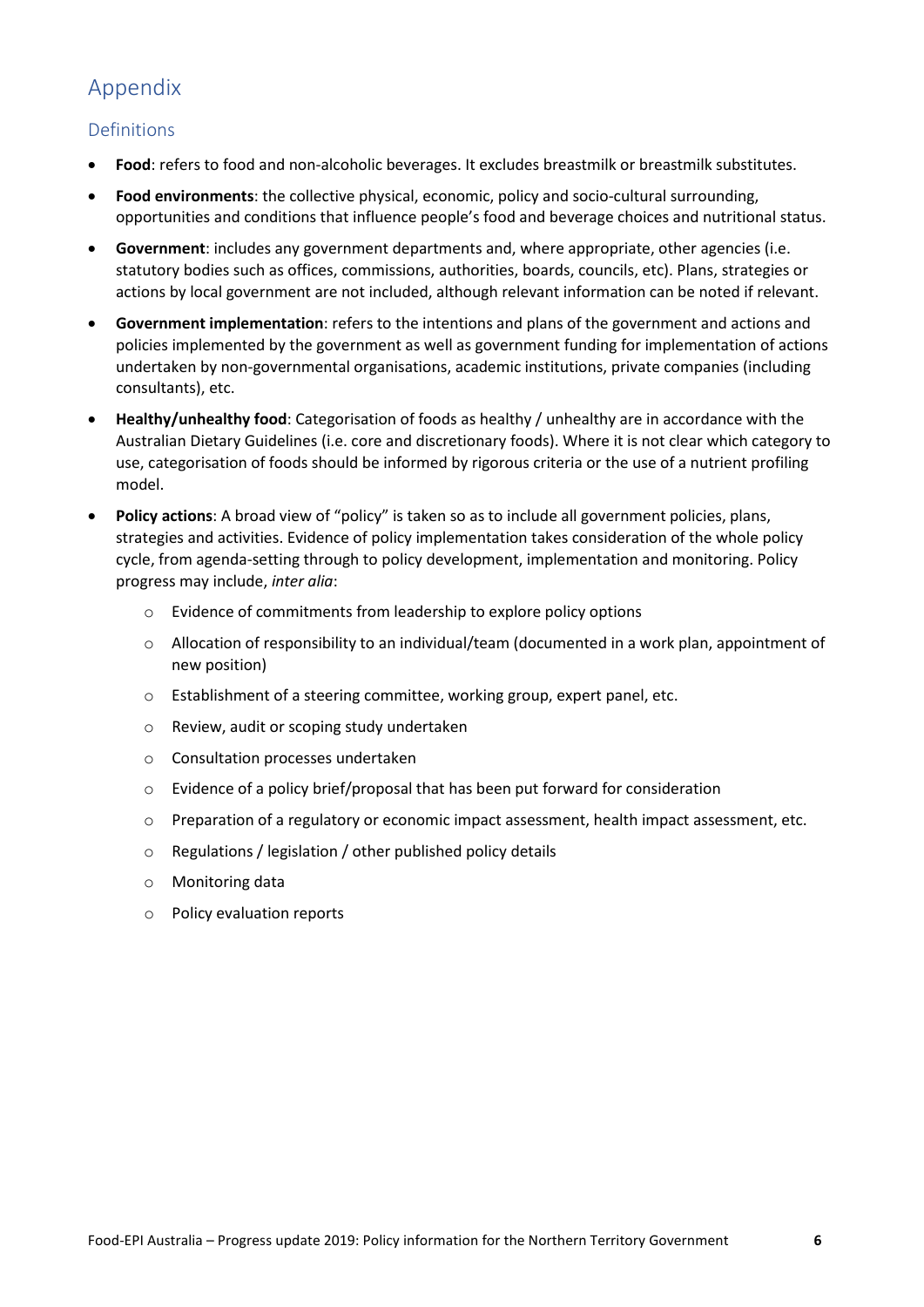# Appendix

## Definitions

- **Food**: refers to food and non-alcoholic beverages. It excludes breastmilk or breastmilk substitutes.
- **Food environments**: the collective physical, economic, policy and socio-cultural surrounding, opportunities and conditions that influence people's food and beverage choices and nutritional status.
- **Government**: includes any government departments and, where appropriate, other agencies (i.e. statutory bodies such as offices, commissions, authorities, boards, councils, etc). Plans, strategies or actions by local government are not included, although relevant information can be noted if relevant.
- **Government implementation**: refers to the intentions and plans of the government and actions and policies implemented by the government as well as government funding for implementation of actions undertaken by non-governmental organisations, academic institutions, private companies (including consultants), etc.
- **Healthy/unhealthy food**: Categorisation of foods as healthy / unhealthy are in accordance with the Australian Dietary Guidelines (i.e. core and discretionary foods). Where it is not clear which category to use, categorisation of foods should be informed by rigorous criteria or the use of a nutrient profiling model.
- **Policy actions**: A broad view of "policy" is taken so as to include all government policies, plans, strategies and activities. Evidence of policy implementation takes consideration of the whole policy cycle, from agenda-setting through to policy development, implementation and monitoring. Policy progress may include, *inter alia*:
  - Evidence of commitments from leadership to explore policy options
  - Allocation of responsibility to an individual/team (documented in a work plan, appointment of new position)
  - Establishment of a steering committee, working group, expert panel, etc.
  - Review, audit or scoping study undertaken
  - Consultation processes undertaken
  - Evidence of a policy brief/proposal that has been put forward for consideration
  - Preparation of a regulatory or economic impact assessment, health impact assessment, etc.
  - Regulations / legislation / other published policy details
  - Monitoring data
  - Policy evaluation reports